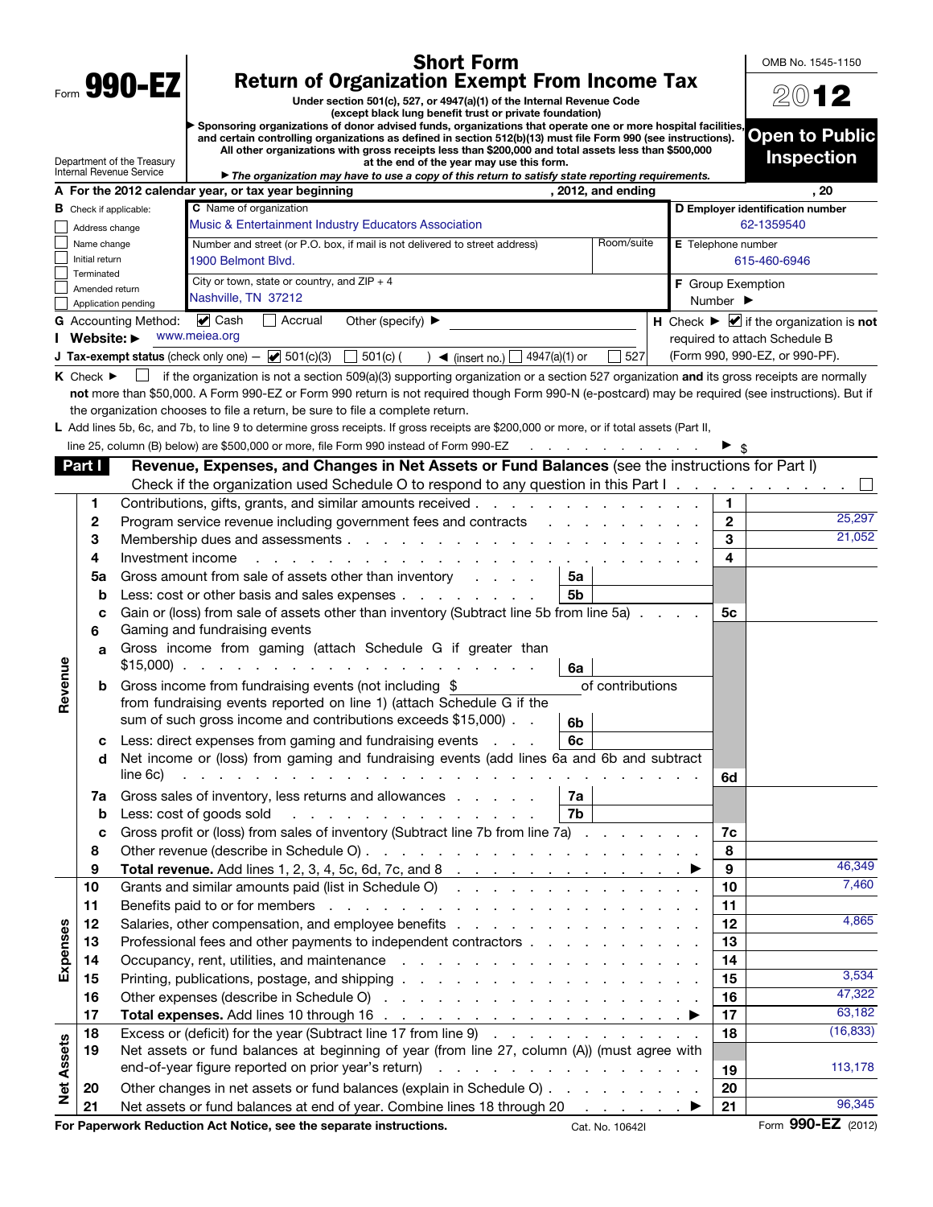Form **990-EZ**

Department of the Treasury
Internal Revenue Service

# Short Form
# Return of Organization Exempt From Income Tax

**Under section 501(c), 527, or 4947(a)(1) of the Internal Revenue Code (except black lung benefit trust or private foundation)**

▶ **Sponsoring organizations of donor advised funds, organizations that operate one or more hospital facilities, and certain controlling organizations as defined in section 512(b)(13) must file Form 990 (see instructions). All other organizations with gross receipts less than $200,000 and total assets less than $500,000 at the end of the year may use this form.**

▶ ***The organization may have to use a copy of this return to satisfy state reporting requirements.***

OMB No. 1545-1150

**2012**

**Open to Public Inspection**

**A For the 2012 calendar year, or tax year beginning , 2012, and ending , 20**

**B** Check if applicable:
- ☐ Address change
- ☐ Name change
- ☐ Initial return
- ☐ Terminated
- ☐ Amended return
- ☐ Application pending

**C** Name of organization: Music & Entertainment Industry Educators Association

Number and street (or P.O. box, if mail is not delivered to street address): 1900 Belmont Blvd. Room/suite:

City or town, state or country, and ZIP + 4: Nashville, TN 37212

**D Employer identification number:** 62-1359540

**E** Telephone number: 615-460-6946

**F** Group Exemption Number ▶

**G** Accounting Method: ☑ Cash ☐ Accrual Other (specify) ▶

**H** Check ▶ ☑ if the organization is **not** required to attach Schedule B (Form 990, 990-EZ, or 990-PF).

**I Website: ▶** www.meiea.org

**J Tax-exempt status** (check only one) — ☑ 501(c)(3) ☐ 501(c) ( ) ◀ (insert no.) ☐ 4947(a)(1) or ☐ 527

**K** Check ▶ ☐ if the organization is not a section 509(a)(3) supporting organization or a section 527 organization **and** its gross receipts are normally **not** more than $50,000. A Form 990-EZ or Form 990 return is not required though Form 990-N (e-postcard) may be required (see instructions). But if the organization chooses to file a return, be sure to file a complete return.

**L** Add lines 5b, 6c, and 7b, to line 9 to determine gross receipts. If gross receipts are $200,000 or more, or if total assets (Part II, line 25, column (B) below) are $500,000 or more, file Form 990 instead of Form 990-EZ ▶ $

## Part I — Revenue, Expenses, and Changes in Net Assets or Fund Balances (see the instructions for Part I)

Check if the organization used Schedule O to respond to any question in this Part I ☐

| Section | Line | Description | Sub-line | Sub-amount | Line | Amount |
|---|---|---|---|---|---|---|
| Revenue | 1 | Contributions, gifts, grants, and similar amounts received | | | 1 | |
| | 2 | Program service revenue including government fees and contracts | | | 2 | 25,297 |
| | 3 | Membership dues and assessments | | | 3 | 21,052 |
| | 4 | Investment income | | | 4 | |
| | 5a | Gross amount from sale of assets other than inventory | 5a | | | |
| | b | Less: cost or other basis and sales expenses | 5b | | | |
| | c | Gain or (loss) from sale of assets other than inventory (Subtract line 5b from line 5a) | | | 5c | |
| | 6 | Gaming and fundraising events | | | | |
| | a | Gross income from gaming (attach Schedule G if greater than $15,000) | 6a | | | |
| | b | Gross income from fundraising events (not including $ of contributions from fundraising events reported on line 1) (attach Schedule G if the sum of such gross income and contributions exceeds $15,000) | 6b | | | |
| | c | Less: direct expenses from gaming and fundraising events | 6c | | | |
| | d | Net income or (loss) from gaming and fundraising events (add lines 6a and 6b and subtract line 6c) | | | 6d | |
| | 7a | Gross sales of inventory, less returns and allowances | 7a | | | |
| | b | Less: cost of goods sold | 7b | | | |
| | c | Gross profit or (loss) from sales of inventory (Subtract line 7b from line 7a) | | | 7c | |
| | 8 | Other revenue (describe in Schedule O) | | | 8 | |
| | 9 | **Total revenue.** Add lines 1, 2, 3, 4, 5c, 6d, 7c, and 8 ▶ | | | 9 | 46,349 |
| Expenses | 10 | Grants and similar amounts paid (list in Schedule O) | | | 10 | 7,460 |
| | 11 | Benefits paid to or for members | | | 11 | |
| | 12 | Salaries, other compensation, and employee benefits | | | 12 | 4,865 |
| | 13 | Professional fees and other payments to independent contractors | | | 13 | |
| | 14 | Occupancy, rent, utilities, and maintenance | | | 14 | |
| | 15 | Printing, publications, postage, and shipping | | | 15 | 3,534 |
| | 16 | Other expenses (describe in Schedule O) | | | 16 | 47,322 |
| | 17 | **Total expenses.** Add lines 10 through 16 ▶ | | | 17 | 63,182 |
| Net Assets | 18 | Excess or (deficit) for the year (Subtract line 17 from line 9) | | | 18 | (16,833) |
| | 19 | Net assets or fund balances at beginning of year (from line 27, column (A)) (must agree with end-of-year figure reported on prior year's return) | | | 19 | 113,178 |
| | 20 | Other changes in net assets or fund balances (explain in Schedule O) | | | 20 | |
| | 21 | Net assets or fund balances at end of year. Combine lines 18 through 20 ▶ | | | 21 | 96,345 |

**For Paperwork Reduction Act Notice, see the separate instructions.** Cat. No. 10642I Form **990-EZ** (2012)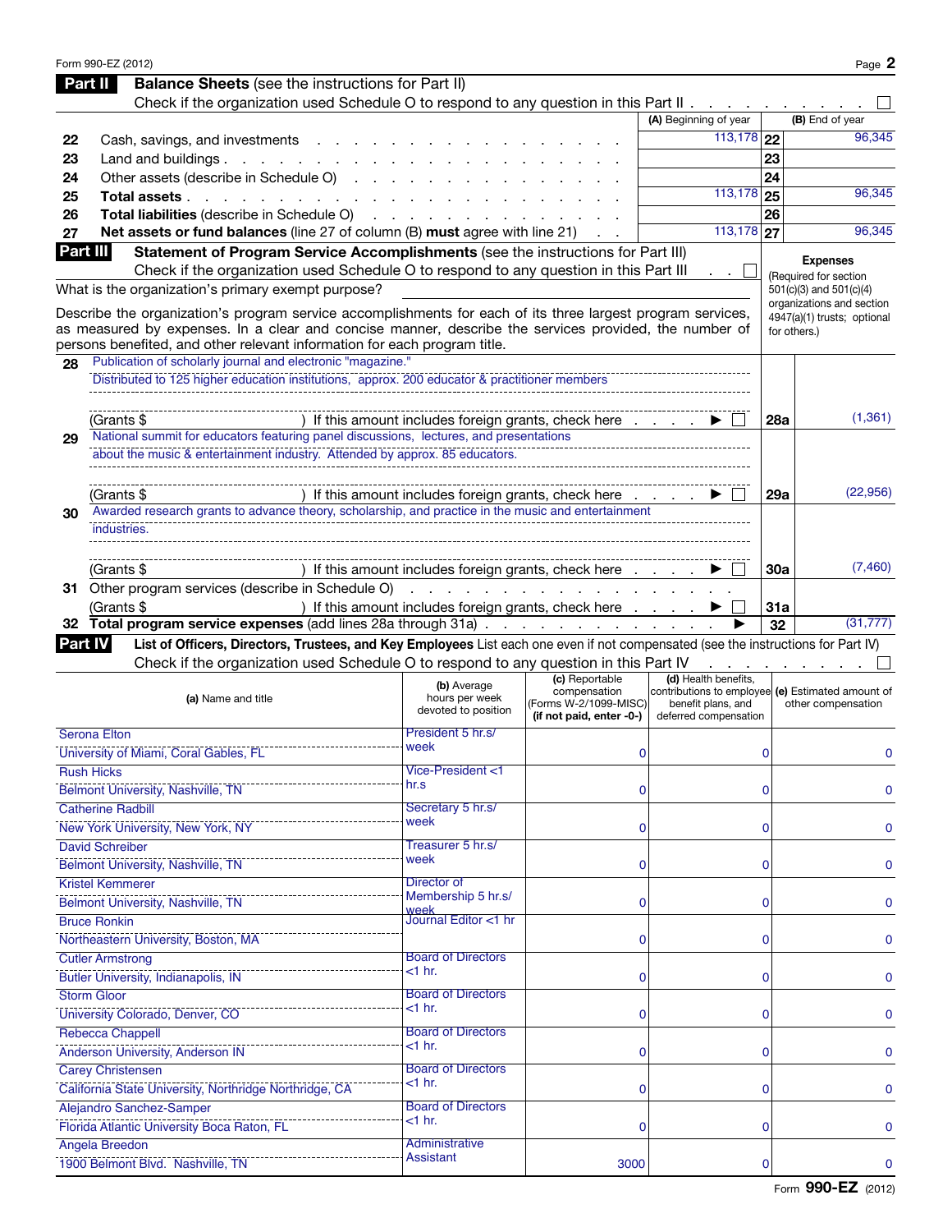## Part II Balance Sheets (see the instructions for Part II)

Check if the organization used Schedule O to respond to any question in this Part II . . . . . . . . . . ☐

| | | (A) Beginning of year | | (B) End of year |
|---|---|---|---|---|
| 22 | Cash, savings, and investments | 113,178 | 22 | 96,345 |
| 23 | Land and buildings | | 23 | |
| 24 | Other assets (describe in Schedule O) | | 24 | |
| 25 | **Total assets** | 113,178 | 25 | 96,345 |
| 26 | **Total liabilities** (describe in Schedule O) | | 26 | |
| 27 | **Net assets or fund balances** (line 27 of column (B) **must** agree with line 21) | 113,178 | 27 | 96,345 |

## Part III Statement of Program Service Accomplishments (see the instructions for Part III)

Check if the organization used Schedule O to respond to any question in this Part III . . ☐

What is the organization's primary exempt purpose?

Describe the organization's program service accomplishments for each of its three largest program services, as measured by expenses. In a clear and concise manner, describe the services provided, the number of persons benefited, and other relevant information for each program title.

**Expenses** (Required for section 501(c)(3) and 501(c)(4) organizations and section 4947(a)(1) trusts; optional for others.)

| | Description | | Expenses |
|---|---|---|---|
| 28 | Publication of scholarly journal and electronic "magazine." Distributed to 125 higher education institutions, approx. 200 educator & practitioner members<br>(Grants $ ) If this amount includes foreign grants, check here ▶ ☐ | 28a | (1,361) |
| 29 | National summit for educators featuring panel discussions, lectures, and presentations about the music & entertainment industry. Attended by approx. 85 educators.<br>(Grants $ ) If this amount includes foreign grants, check here ▶ ☐ | 29a | (22,956) |
| 30 | Awarded research grants to advance theory, scholarship, and practice in the music and entertainment industries.<br>(Grants $ ) If this amount includes foreign grants, check here ▶ ☐ | 30a | (7,460) |
| 31 | Other program services (describe in Schedule O)<br>(Grants $ ) If this amount includes foreign grants, check here ▶ ☐ | 31a | |
| 32 | **Total program service expenses** (add lines 28a through 31a) ▶ | 32 | (31,777) |

## Part IV List of Officers, Directors, Trustees, and Key Employees

List each one even if not compensated (see the instructions for Part IV)

Check if the organization used Schedule O to respond to any question in this Part IV . . . . . . . . ☐

| (a) Name and title | (b) Average hours per week devoted to position | (c) Reportable compensation (Forms W-2/1099-MISC) (if not paid, enter -0-) | (d) Health benefits, contributions to employee benefit plans, and deferred compensation | (e) Estimated amount of other compensation |
|---|---|---|---|---|
| Serona Elton<br>University of Miami, Coral Gables, FL | President 5 hr.s/ week | 0 | 0 | 0 |
| Rush Hicks<br>Belmont University, Nashville, TN | Vice-President <1 hr.s | 0 | 0 | 0 |
| Catherine Radbill<br>New York University, New York, NY | Secretary 5 hr.s/ week | 0 | 0 | 0 |
| David Schreiber<br>Belmont University, Nashville, TN | Treasurer 5 hr.s/ week | 0 | 0 | 0 |
| Kristel Kemmerer<br>Belmont University, Nashville, TN | Director of Membership 5 hr.s/ week | 0 | 0 | 0 |
| Bruce Ronkin<br>Northeastern University, Boston, MA | Journal Editor <1 hr | 0 | 0 | 0 |
| Cutler Armstrong<br>Butler University, Indianapolis, IN | Board of Directors <1 hr. | 0 | 0 | 0 |
| Storm Gloor<br>University Colorado, Denver, CO | Board of Directors <1 hr. | 0 | 0 | 0 |
| Rebecca Chappell<br>Anderson University, Anderson IN | Board of Directors <1 hr. | 0 | 0 | 0 |
| Carey Christensen<br>California State University, Northridge Northridge, CA | Board of Directors <1 hr. | 0 | 0 | 0 |
| Alejandro Sanchez-Samper<br>Florida Atlantic University Boca Raton, FL | Board of Directors <1 hr. | 0 | 0 | 0 |
| Angela Breedon<br>1900 Belmont Blvd. Nashville, TN | Administrative Assistant | 3000 | 0 | 0 |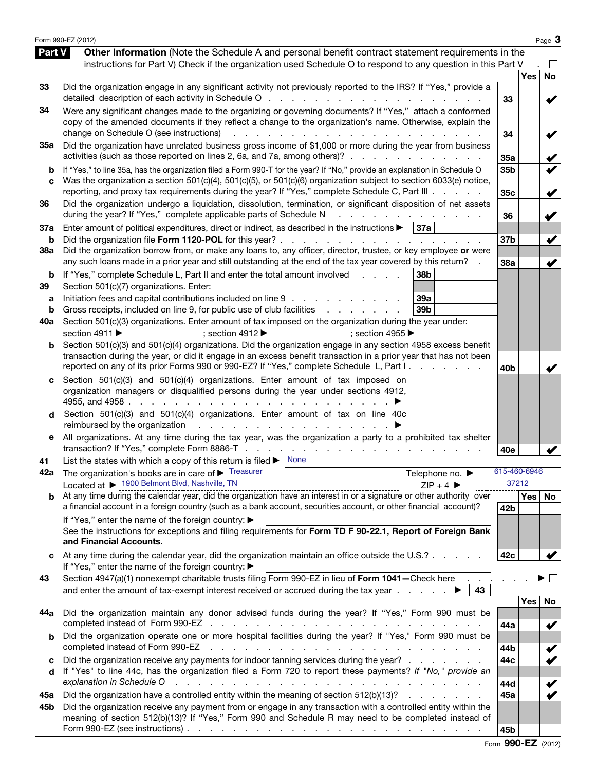Form 990-EZ (2012)

## Part V — Other Information (Note the Schedule A and personal benefit contract statement requirements in the instructions for Part V) Check if the organization used Schedule O to respond to any question in this Part V . ☐

| Line | Question | | Yes | No |
|---|---|---|---|---|
| 33 | Did the organization engage in any significant activity not previously reported to the IRS? If "Yes," provide a detailed description of each activity in Schedule O | 33 | | ✔ |
| 34 | Were any significant changes made to the organizing or governing documents? If "Yes," attach a conformed copy of the amended documents if they reflect a change to the organization's name. Otherwise, explain the change on Schedule O (see instructions) | 34 | | ✔ |
| 35a | Did the organization have unrelated business gross income of $1,000 or more during the year from business activities (such as those reported on lines 2, 6a, and 7a, among others)? | 35a | | ✔ |
| b | If "Yes," to line 35a, has the organization filed a Form 990-T for the year? If "No," provide an explanation in Schedule O | 35b | | ✔ |
| c | Was the organization a section 501(c)(4), 501(c)(5), or 501(c)(6) organization subject to section 6033(e) notice, reporting, and proxy tax requirements during the year? If "Yes," complete Schedule C, Part III | 35c | | ✔ |
| 36 | Did the organization undergo a liquidation, dissolution, termination, or significant disposition of net assets during the year? If "Yes," complete applicable parts of Schedule N | 36 | | ✔ |
| 37a | Enter amount of political expenditures, direct or indirect, as described in the instructions ▶ 37a | | | |
| b | Did the organization file **Form 1120-POL** for this year? | 37b | | ✔ |
| 38a | Did the organization borrow from, or make any loans to, any officer, director, trustee, or key employee **or** were any such loans made in a prior year and still outstanding at the end of the tax year covered by this return? | 38a | | ✔ |
| b | If "Yes," complete Schedule L, Part II and enter the total amount involved ▶ 38b | | | |
| 39 | Section 501(c)(7) organizations. Enter: | | | |
| a | Initiation fees and capital contributions included on line 9 ▶ 39a | | | |
| b | Gross receipts, included on line 9, for public use of club facilities ▶ 39b | | | |
| 40a | Section 501(c)(3) organizations. Enter amount of tax imposed on the organization during the year under: section 4911 ▶ ; section 4912 ▶ ; section 4955 ▶ | | | |
| b | Section 501(c)(3) and 501(c)(4) organizations. Did the organization engage in any section 4958 excess benefit transaction during the year, or did it engage in an excess benefit transaction in a prior year that has not been reported on any of its prior Forms 990 or 990-EZ? If "Yes," complete Schedule L, Part I | 40b | | ✔ |
| c | Section 501(c)(3) and 501(c)(4) organizations. Enter amount of tax imposed on organization managers or disqualified persons during the year under sections 4912, 4955, and 4958 ▶ | | | |
| d | Section 501(c)(3) and 501(c)(4) organizations. Enter amount of tax on line 40c reimbursed by the organization ▶ | | | |
| e | All organizations. At any time during the tax year, was the organization a party to a prohibited tax shelter transaction? If "Yes," complete Form 8886-T | 40e | | ✔ |

41 List the states with which a copy of this return is filed ▶ None

42a The organization's books are in care of ▶ Treasurer    Telephone no. ▶ 615-460-6946
Located at ▶ 1900 Belmont Blvd, Nashville, TN    ZIP + 4 ▶ 37212

| Line | Question | | Yes | No |
|---|---|---|---|---|
| b | At any time during the calendar year, did the organization have an interest in or a signature or other authority over a financial account in a foreign country (such as a bank account, securities account, or other financial account)? If "Yes," enter the name of the foreign country: ▶ See the instructions for exceptions and filing requirements for **Form TD F 90-22.1, Report of Foreign Bank and Financial Accounts.** | 42b | | |
| c | At any time during the calendar year, did the organization maintain an office outside the U.S.? If "Yes," enter the name of the foreign country: ▶ | 42c | | ✔ |
| 43 | Section 4947(a)(1) nonexempt charitable trusts filing Form 990-EZ in lieu of **Form 1041**—Check here ▶ ☐ and enter the amount of tax-exempt interest received or accrued during the tax year ▶ 43 | | | |
| 44a | Did the organization maintain any donor advised funds during the year? If "Yes," Form 990 must be completed instead of Form 990-EZ | 44a | | ✔ |
| b | Did the organization operate one or more hospital facilities during the year? If "Yes," Form 990 must be completed instead of Form 990-EZ | 44b | | ✔ |
| c | Did the organization receive any payments for indoor tanning services during the year? | 44c | | ✔ |
| d | If "Yes" to line 44c, has the organization filed a Form 720 to report these payments? *If "No," provide an explanation in Schedule O* | 44d | | ✔ |
| 45a | Did the organization have a controlled entity within the meaning of section 512(b)(13)? | 45a | | ✔ |
| 45b | Did the organization receive any payment from or engage in any transaction with a controlled entity within the meaning of section 512(b)(13)? If "Yes," Form 990 and Schedule R may need to be completed instead of Form 990-EZ (see instructions) | 45b | | |

Form **990-EZ** (2012)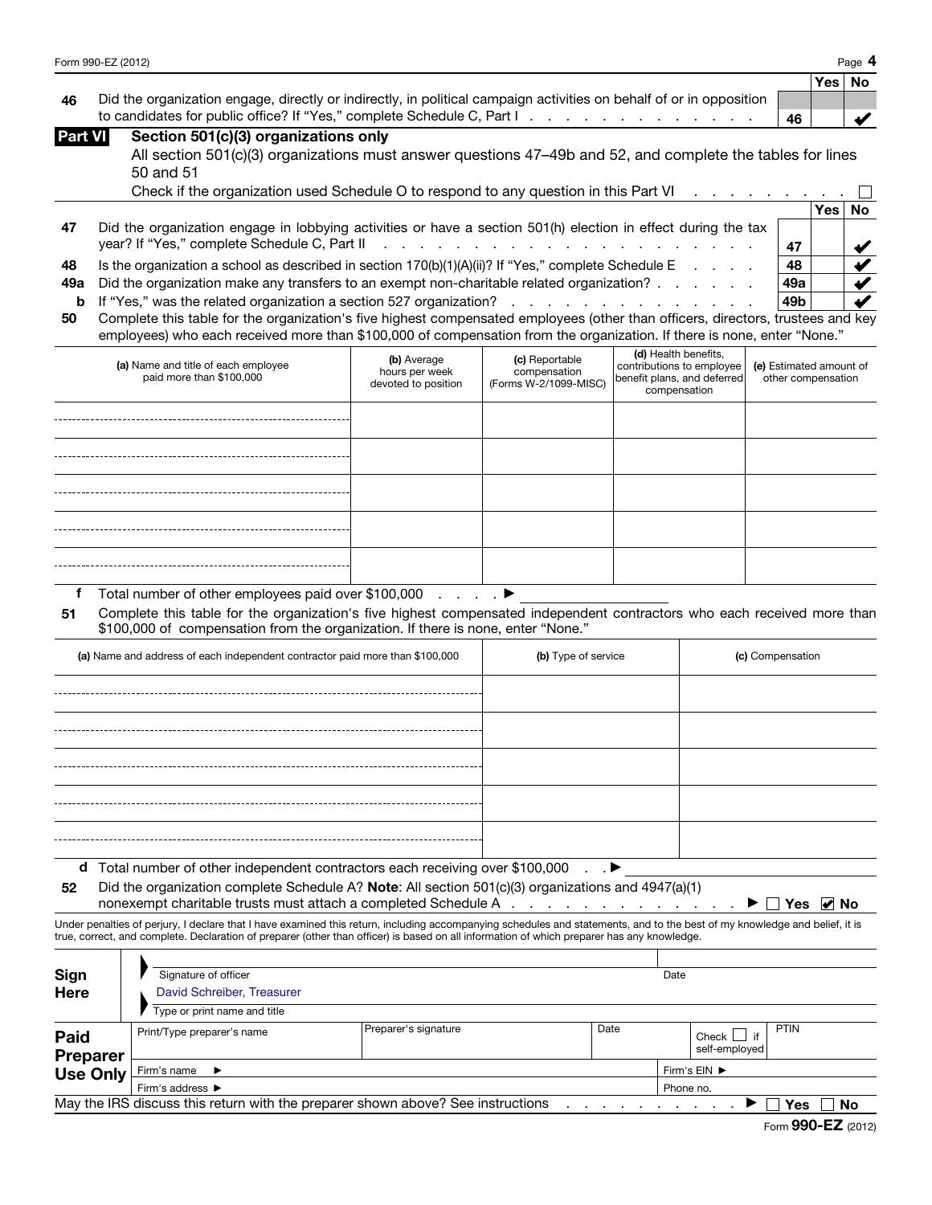| | | | Yes | No |
|---|---|---|---|---|
| 46 | Did the organization engage, directly or indirectly, in political campaign activities on behalf of or in opposition to candidates for public office? If "Yes," complete Schedule C, Part I | 46 | | ✔ |

## Part VI Section 501(c)(3) organizations only

All section 501(c)(3) organizations must answer questions 47–49b and 52, and complete the tables for lines 50 and 51

Check if the organization used Schedule O to respond to any question in this Part VI ☐

| | | | Yes | No |
|---|---|---|---|---|
| 47 | Did the organization engage in lobbying activities or have a section 501(h) election in effect during the tax year? If "Yes," complete Schedule C, Part II | 47 | | ✔ |
| 48 | Is the organization a school as described in section 170(b)(1)(A)(ii)? If "Yes," complete Schedule E | 48 | | ✔ |
| 49a | Did the organization make any transfers to an exempt non-charitable related organization? | 49a | | ✔ |
| b | If "Yes," was the related organization a section 527 organization? | 49b | | ✔ |

**50** Complete this table for the organization's five highest compensated employees (other than officers, directors, trustees and key employees) who each received more than $100,000 of compensation from the organization. If there is none, enter "None."

| (a) Name and title of each employee paid more than $100,000 | (b) Average hours per week devoted to position | (c) Reportable compensation (Forms W-2/1099-MISC) | (d) Health benefits, contributions to employee benefit plans, and deferred compensation | (e) Estimated amount of other compensation |
|---|---|---|---|---|
| | | | | |
| | | | | |
| | | | | |
| | | | | |
| | | | | |

**f** Total number of other employees paid over $100,000 ▶

**51** Complete this table for the organization's five highest compensated independent contractors who each received more than $100,000 of compensation from the organization. If there is none, enter "None."

| (a) Name and address of each independent contractor paid more than $100,000 | (b) Type of service | (c) Compensation |
|---|---|---|
| | | |
| | | |
| | | |
| | | |
| | | |

**d** Total number of other independent contractors each receiving over $100,000 ▶

**52** Did the organization complete Schedule A? **Note**: All section 501(c)(3) organizations and 4947(a)(1) nonexempt charitable trusts must attach a completed Schedule A ▶ ☐ Yes ☑ No

Under penalties of perjury, I declare that I have examined this return, including accompanying schedules and statements, and to the best of my knowledge and belief, it is true, correct, and complete. Declaration of preparer (other than officer) is based on all information of which preparer has any knowledge.

**Sign Here**

Signature of officer | Date

David Schreiber, Treasurer

Type or print name and title

**Paid Preparer Use Only**

| Print/Type preparer's name | Preparer's signature | Date | Check ☐ if self-employed | PTIN |
|---|---|---|---|---|
| Firm's name ▶ | | | Firm's EIN ▶ | |
| Firm's address ▶ | | | Phone no. | |

May the IRS discuss this return with the preparer shown above? See instructions ▶ ☐ Yes ☐ No

Form **990-EZ** (2012)